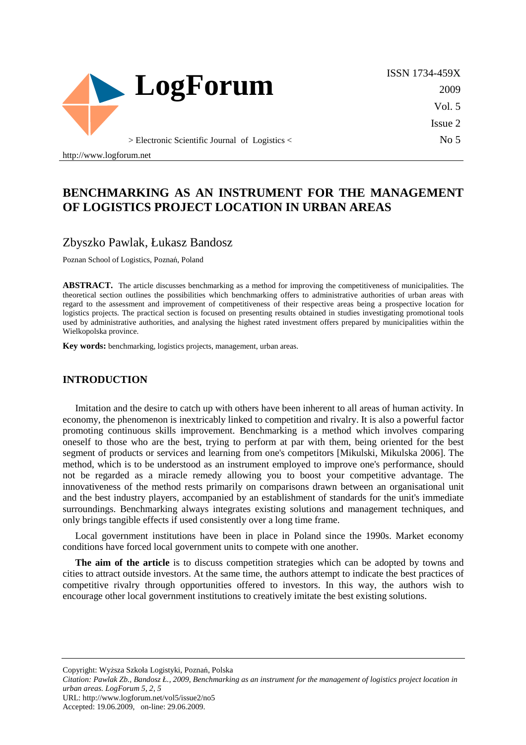# BENCHMARKING AS AN INSTRUMENT FOR THE MANAGEMENT OF LOGISTICS PROJECT LOCATION IN URBAN AREAS

Zbyszko Pawlak, Łukasz Bandosz

Poznan School of Logistics, Poznań, Poland

**ABSTRACT.** The article discusses benchmarking as a method for improving the competitiveness of municipalities. The theoretical section outlines the possibilities which benchmarking offers to administrative authorities of urban areas with regard to the assessment and improvement of competitiveness of their respective areas being a prospective location for logistics projects. The practical section is focused on presenting results obtained in studies investigating promotional tools used by administrative authorities, and analysing the highest rated investment offers prepared by municipalities within the Wielkopolska province.

**Key words:** benchmarking, logistics projects, management, urban areas.

## INTRODUCTION

Imitation and the desire to catch up with others have been inherent to all areas of human activity. In economy, the phenomenon is inextricably linked to competition and rivalry. It is also a powerful factor promoting continuous skills improvement. Benchmarking is a method which involves comparing oneself to those who are the best, trying to perform at par with them, being oriented for the best segment of products or services and learning from one's competitors [Mikulski, Mikulska 2006]. The method, which is to be understood as an instrument employed to improve one's performance, should not be regarded as a miracle remedy allowing you to boost your competitive advantage. The innovativeness of the method rests primarily on comparisons drawn between an organisational unit and the best industry players, accompanied by an establishment of standards for the unit's immediate surroundings. Benchmarking always integrates existing solutions and management techniques, and only brings tangible effects if used consistently over a long time frame.

Local government institutions have been in place in Poland since the 1990s. Market economy conditions have forced local government units to compete with one another.

**The aim of the article** is to discuss competition strategies which can be adopted by towns and cities to attract outside investors. At the same time, the authors attempt to indicate the best practices of competitive rivalry through opportunities offered to investors. In this way, the authors wish to encourage other local government institutions to creatively imitate the best existing solutions.

Copyright: Wyższa Szkoła Logistyki, Poznań, Polska

*Citation: Pawlak Zb., Bandosz Ł., 2009, Benchmarking as an instrument for the management of logistics project location in urban areas. LogForum 5, 2, 5*

URL: http://www.logforum.net/vol5/issue2/no5

Accepted: 19.06.2009, on-line: 29.06.2009.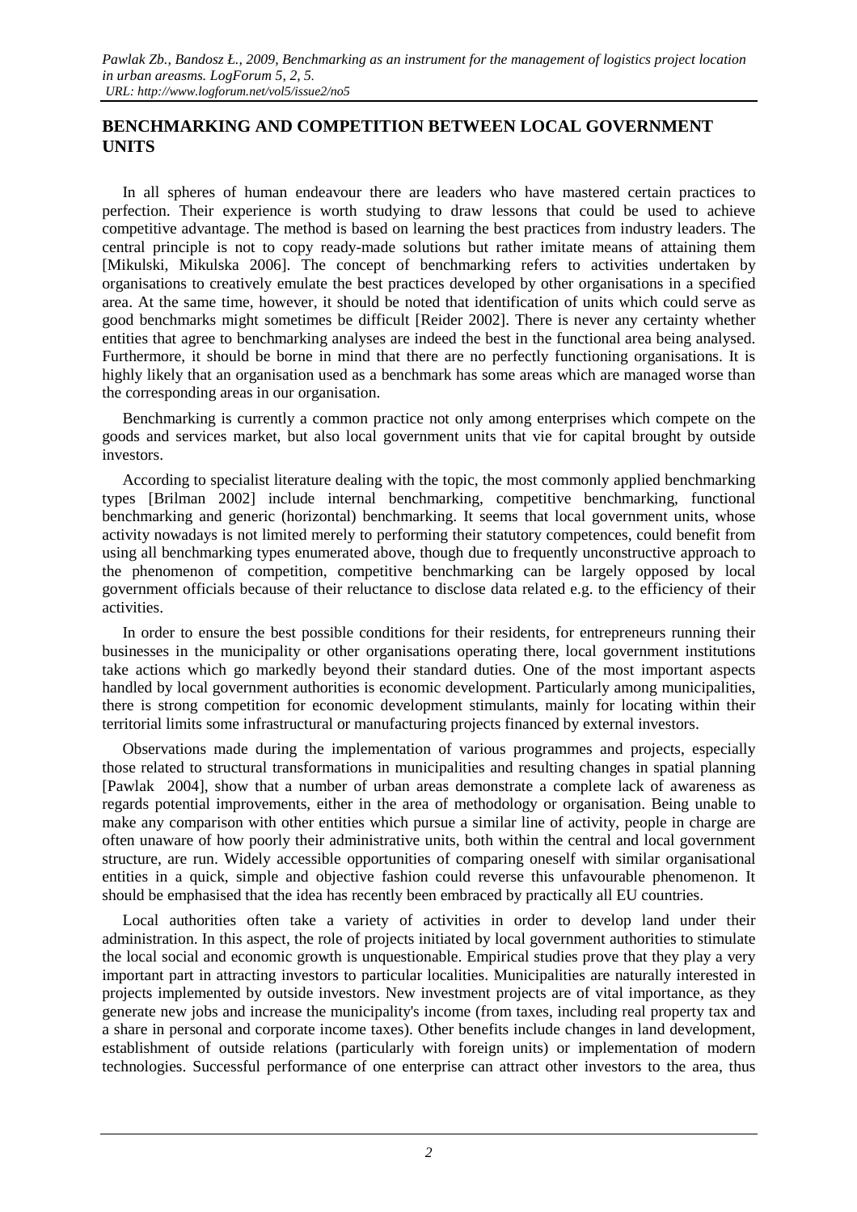## BENCHMARKING AND COMPETITION BETWEEN LOCAL GOVERNMENT UNITS

In all spheres of human endeavour there are leaders who have mastered certain practices to perfection. Their experience is worth studying to draw lessons that could be used to achieve competitive advantage. The method is based on learning the best practices from industry leaders. The central principle is not to copy ready-made solutions but rather imitate means of attaining them [Mikulski, Mikulska 2006]. The concept of benchmarking refers to activities undertaken by organisations to creatively emulate the best practices developed by other organisations in a specified area. At the same time, however, it should be noted that identification of units which could serve as good benchmarks might sometimes be difficult [Reider 2002]. There is never any certainty whether entities that agree to benchmarking analyses are indeed the best in the functional area being analysed. Furthermore, it should be borne in mind that there are no perfectly functioning organisations. It is highly likely that an organisation used as a benchmark has some areas which are managed worse than the corresponding areas in our organisation.

Benchmarking is currently a common practice not only among enterprises which compete on the goods and services market, but also local government units that vie for capital brought by outside investors.

According to specialist literature dealing with the topic, the most commonly applied benchmarking types [Brilman 2002] include internal benchmarking, competitive benchmarking, functional benchmarking and generic (horizontal) benchmarking. It seems that local government units, whose activity nowadays is not limited merely to performing their statutory competences, could benefit from using all benchmarking types enumerated above, though due to frequently unconstructive approach to the phenomenon of competition, competitive benchmarking can be largely opposed by local government officials because of their reluctance to disclose data related e.g. to the efficiency of their activities.

In order to ensure the best possible conditions for their residents, for entrepreneurs running their businesses in the municipality or other organisations operating there, local government institutions take actions which go markedly beyond their standard duties. One of the most important aspects handled by local government authorities is economic development. Particularly among municipalities, there is strong competition for economic development stimulants, mainly for locating within their territorial limits some infrastructural or manufacturing projects financed by external investors.

Observations made during the implementation of various programmes and projects, especially those related to structural transformations in municipalities and resulting changes in spatial planning [Pawlak 2004], show that a number of urban areas demonstrate a complete lack of awareness as regards potential improvements, either in the area of methodology or organisation. Being unable to make any comparison with other entities which pursue a similar line of activity, people in charge are often unaware of how poorly their administrative units, both within the central and local government structure, are run. Widely accessible opportunities of comparing oneself with similar organisational entities in a quick, simple and objective fashion could reverse this unfavourable phenomenon. It should be emphasised that the idea has recently been embraced by practically all EU countries.

Local authorities often take a variety of activities in order to develop land under their administration. In this aspect, the role of projects initiated by local government authorities to stimulate the local social and economic growth is unquestionable. Empirical studies prove that they play a very important part in attracting investors to particular localities. Municipalities are naturally interested in projects implemented by outside investors. New investment projects are of vital importance, as they generate new jobs and increase the municipality's income (from taxes, including real property tax and a share in personal and corporate income taxes). Other benefits include changes in land development, establishment of outside relations (particularly with foreign units) or implementation of modern technologies. Successful performance of one enterprise can attract other investors to the area, thus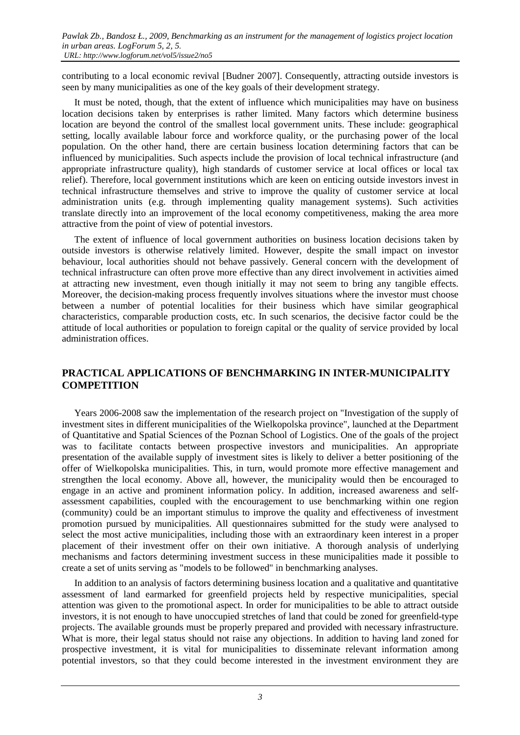contributing to a local economic revival [Budner 2007]. Consequently, attracting outside investors is seen by many municipalities as one of the key goals of their development strategy.

It must be noted, though, that the extent of influence which municipalities may have on business location decisions taken by enterprises is rather limited. Many factors which determine business location are beyond the control of the smallest local government units. These include: geographical setting, locally available labour force and workforce quality, or the purchasing power of the local population. On the other hand, there are certain business location determining factors that can be influenced by municipalities. Such aspects include the provision of local technical infrastructure (and appropriate infrastructure quality), high standards of customer service at local offices or local tax relief). Therefore, local government institutions which are keen on enticing outside investors invest in technical infrastructure themselves and strive to improve the quality of customer service at local administration units (e.g. through implementing quality management systems). Such activities translate directly into an improvement of the local economy competitiveness, making the area more attractive from the point of view of potential investors.

The extent of influence of local government authorities on business location decisions taken by outside investors is otherwise relatively limited. However, despite the small impact on investor behaviour, local authorities should not behave passively. General concern with the development of technical infrastructure can often prove more effective than any direct involvement in activities aimed at attracting new investment, even though initially it may not seem to bring any tangible effects. Moreover, the decision-making process frequently involves situations where the investor must choose between a number of potential localities for their business which have similar geographical characteristics, comparable production costs, etc. In such scenarios, the decisive factor could be the attitude of local authorities or population to foreign capital or the quality of service provided by local administration offices.

## PRACTICAL APPLICATIONS OF BENCHMARKING IN INTER-MUNICIPALITY COMPETITION

Years 2006-2008 saw the implementation of the research project on "Investigation of the supply of investment sites in different municipalities of the Wielkopolska province", launched at the Department of Quantitative and Spatial Sciences of the Poznan School of Logistics. One of the goals of the project was to facilitate contacts between prospective investors and municipalities. An appropriate presentation of the available supply of investment sites is likely to deliver a better positioning of the offer of Wielkopolska municipalities. This, in turn, would promote more effective management and strengthen the local economy. Above all, however, the municipality would then be encouraged to engage in an active and prominent information policy. In addition, increased awareness and self-assessment capabilities, coupled with the encouragement to use benchmarking within one region (community) could be an important stimulus to improve the quality and effectiveness of investment promotion pursued by municipalities. All questionnaires submitted for the study were analysed to select the most active municipalities, including those with an extraordinary keen interest in a proper placement of their investment offer on their own initiative. A thorough analysis of underlying mechanisms and factors determining investment success in these municipalities made it possible to create a set of units serving as "models to be followed" in benchmarking analyses.

In addition to an analysis of factors determining business location and a qualitative and quantitative assessment of land earmarked for greenfield projects held by respective municipalities, special attention was given to the promotional aspect. In order for municipalities to be able to attract outside investors, it is not enough to have unoccupied stretches of land that could be zoned for greenfield-type projects. The available grounds must be properly prepared and provided with necessary infrastructure. What is more, their legal status should not raise any objections. In addition to having land zoned for prospective investment, it is vital for municipalities to disseminate relevant information among potential investors, so that they could become interested in the investment environment they are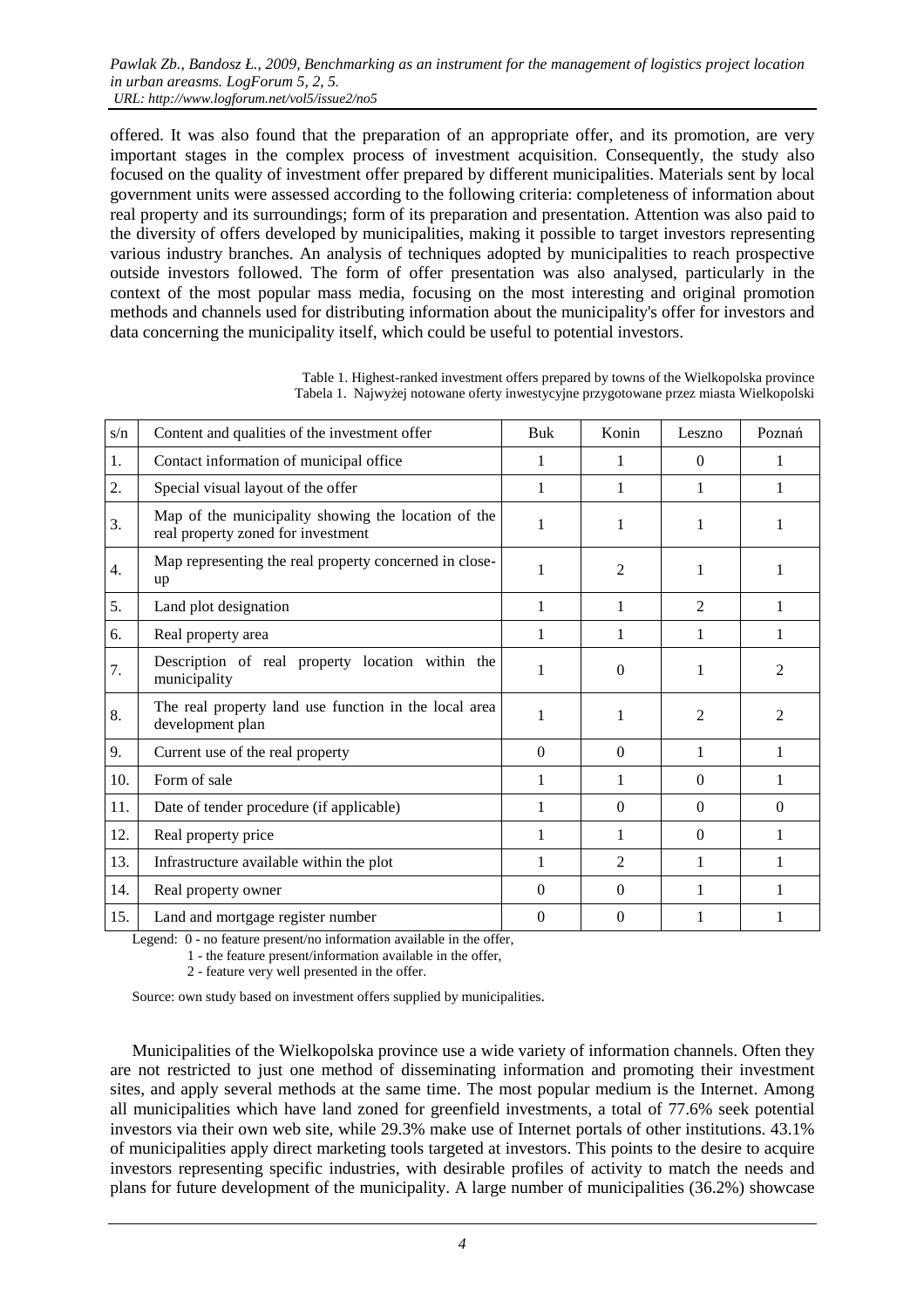offered. It was also found that the preparation of an appropriate offer, and its promotion, are very important stages in the complex process of investment acquisition. Consequently, the study also focused on the quality of investment offer prepared by different municipalities. Materials sent by local government units were assessed according to the following criteria: completeness of information about real property and its surroundings; form of its preparation and presentation. Attention was also paid to the diversity of offers developed by municipalities, making it possible to target investors representing various industry branches. An analysis of techniques adopted by municipalities to reach prospective outside investors followed. The form of offer presentation was also analysed, particularly in the context of the most popular mass media, focusing on the most interesting and original promotion methods and channels used for distributing information about the municipality's offer for investors and data concerning the municipality itself, which could be useful to potential investors.

Table 1. Highest-ranked investment offers prepared by towns of the Wielkopolska province
Tabela 1. Najwyżej notowane oferty inwestycyjne przygotowane przez miasta Wielkopolski

| s/n | Content and qualities of the investment offer | Buk | Konin | Leszno | Poznań |
|---|---|---|---|---|---|
| 1. | Contact information of municipal office | 1 | 1 | 0 | 1 |
| 2. | Special visual layout of the offer | 1 | 1 | 1 | 1 |
| 3. | Map of the municipality showing the location of the real property zoned for investment | 1 | 1 | 1 | 1 |
| 4. | Map representing the real property concerned in close-up | 1 | 2 | 1 | 1 |
| 5. | Land plot designation | 1 | 1 | 2 | 1 |
| 6. | Real property area | 1 | 1 | 1 | 1 |
| 7. | Description of real property location within the municipality | 1 | 0 | 1 | 2 |
| 8. | The real property land use function in the local area development plan | 1 | 1 | 2 | 2 |
| 9. | Current use of the real property | 0 | 0 | 1 | 1 |
| 10. | Form of sale | 1 | 1 | 0 | 1 |
| 11. | Date of tender procedure (if applicable) | 1 | 0 | 0 | 0 |
| 12. | Real property price | 1 | 1 | 0 | 1 |
| 13. | Infrastructure available within the plot | 1 | 2 | 1 | 1 |
| 14. | Real property owner | 0 | 0 | 1 | 1 |
| 15. | Land and mortgage register number | 0 | 0 | 1 | 1 |

Legend: 0 - no feature present/no information available in the offer,
1 - the feature present/information available in the offer,
2 - feature very well presented in the offer.

Source: own study based on investment offers supplied by municipalities.

Municipalities of the Wielkopolska province use a wide variety of information channels. Often they are not restricted to just one method of disseminating information and promoting their investment sites, and apply several methods at the same time. The most popular medium is the Internet. Among all municipalities which have land zoned for greenfield investments, a total of 77.6% seek potential investors via their own web site, while 29.3% make use of Internet portals of other institutions. 43.1% of municipalities apply direct marketing tools targeted at investors. This points to the desire to acquire investors representing specific industries, with desirable profiles of activity to match the needs and plans for future development of the municipality. A large number of municipalities (36.2%) showcase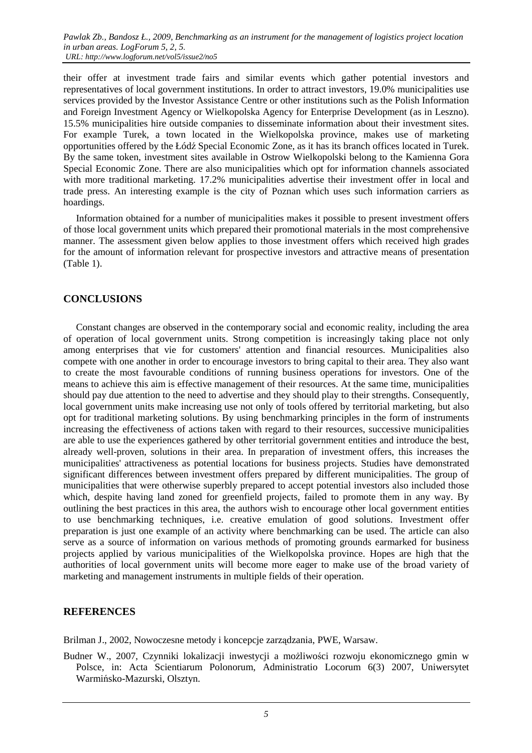their offer at investment trade fairs and similar events which gather potential investors and representatives of local government institutions. In order to attract investors, 19.0% municipalities use services provided by the Investor Assistance Centre or other institutions such as the Polish Information and Foreign Investment Agency or Wielkopolska Agency for Enterprise Development (as in Leszno). 15.5% municipalities hire outside companies to disseminate information about their investment sites. For example Turek, a town located in the Wielkopolska province, makes use of marketing opportunities offered by the Łódź Special Economic Zone, as it has its branch offices located in Turek. By the same token, investment sites available in Ostrow Wielkopolski belong to the Kamienna Gora Special Economic Zone. There are also municipalities which opt for information channels associated with more traditional marketing. 17.2% municipalities advertise their investment offer in local and trade press. An interesting example is the city of Poznan which uses such information carriers as hoardings.

Information obtained for a number of municipalities makes it possible to present investment offers of those local government units which prepared their promotional materials in the most comprehensive manner. The assessment given below applies to those investment offers which received high grades for the amount of information relevant for prospective investors and attractive means of presentation (Table 1).

## CONCLUSIONS

Constant changes are observed in the contemporary social and economic reality, including the area of operation of local government units. Strong competition is increasingly taking place not only among enterprises that vie for customers' attention and financial resources. Municipalities also compete with one another in order to encourage investors to bring capital to their area. They also want to create the most favourable conditions of running business operations for investors. One of the means to achieve this aim is effective management of their resources. At the same time, municipalities should pay due attention to the need to advertise and they should play to their strengths. Consequently, local government units make increasing use not only of tools offered by territorial marketing, but also opt for traditional marketing solutions. By using benchmarking principles in the form of instruments increasing the effectiveness of actions taken with regard to their resources, successive municipalities are able to use the experiences gathered by other territorial government entities and introduce the best, already well-proven, solutions in their area. In preparation of investment offers, this increases the municipalities' attractiveness as potential locations for business projects. Studies have demonstrated significant differences between investment offers prepared by different municipalities. The group of municipalities that were otherwise superbly prepared to accept potential investors also included those which, despite having land zoned for greenfield projects, failed to promote them in any way. By outlining the best practices in this area, the authors wish to encourage other local government entities to use benchmarking techniques, i.e. creative emulation of good solutions. Investment offer preparation is just one example of an activity where benchmarking can be used. The article can also serve as a source of information on various methods of promoting grounds earmarked for business projects applied by various municipalities of the Wielkopolska province. Hopes are high that the authorities of local government units will become more eager to make use of the broad variety of marketing and management instruments in multiple fields of their operation.

## REFERENCES

Brilman J., 2002, Nowoczesne metody i koncepcje zarządzania, PWE, Warsaw.

Budner W., 2007, Czynniki lokalizacji inwestycji a możliwości rozwoju ekonomicznego gmin w Polsce, in: Acta Scientiarum Polonorum, Administratio Locorum 6(3) 2007, Uniwersytet Warmińsko-Mazurski, Olsztyn.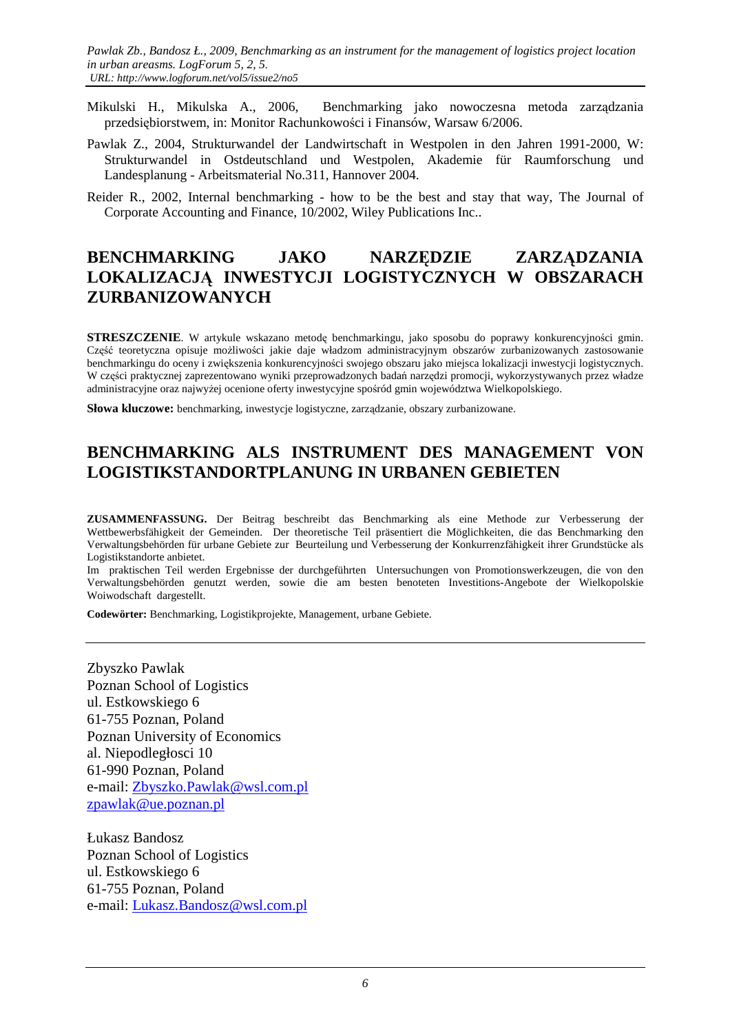Mikulski H., Mikulska A., 2006, Benchmarking jako nowoczesna metoda zarządzania przedsiębiorstwem, in: Monitor Rachunkowości i Finansów, Warsaw 6/2006.

Pawlak Z., 2004, Strukturwandel der Landwirtschaft in Westpolen in den Jahren 1991-2000, W: Strukturwandel in Ostdeutschland und Westpolen, Akademie für Raumforschung und Landesplanung - Arbeitsmaterial No.311, Hannover 2004.

Reider R., 2002, Internal benchmarking - how to be the best and stay that way, The Journal of Corporate Accounting and Finance, 10/2002, Wiley Publications Inc..

# BENCHMARKING JAKO NARZĘDZIE ZARZĄDZANIA LOKALIZACJĄ INWESTYCJI LOGISTYCZNYCH W OBSZARACH ZURBANIZOWANYCH

**STRESZCZENIE**. W artykule wskazano metodę benchmarkingu, jako sposobu do poprawy konkurencyjności gmin. Część teoretyczna opisuje możliwości jakie daje władzom administracyjnym obszarów zurbanizowanych zastosowanie benchmarkingu do oceny i zwiększenia konkurencyjności swojego obszaru jako miejsca lokalizacji inwestycji logistycznych. W części praktycznej zaprezentowano wyniki przeprowadzonych badań narzędzi promocji, wykorzystywanych przez władze administracyjne oraz najwyżej ocenione oferty inwestycyjne spośród gmin województwa Wielkopolskiego.

**Słowa kluczowe:** benchmarking, inwestycje logistyczne, zarządzanie, obszary zurbanizowane.

# BENCHMARKING ALS INSTRUMENT DES MANAGEMENT VON LOGISTIKSTANDORTPLANUNG IN URBANEN GEBIETEN

**ZUSAMMENFASSUNG.** Der Beitrag beschreibt das Benchmarking als eine Methode zur Verbesserung der Wettbewerbsfähigkeit der Gemeinden. Der theoretische Teil präsentiert die Möglichkeiten, die das Benchmarking den Verwaltungsbehörden für urbane Gebiete zur Beurteilung und Verbesserung der Konkurrenzfähigkeit ihrer Grundstücke als Logistikstandorte anbietet.

Im praktischen Teil werden Ergebnisse der durchgeführten Untersuchungen von Promotionswerkzeugen, die von den Verwaltungsbehörden genutzt werden, sowie die am besten benoteten Investitions-Angebote der Wielkopolskie Woiwodschaft dargestellt.

**Codewörter:** Benchmarking, Logistikprojekte, Management, urbane Gebiete.

---

Zbyszko Pawlak
Poznan School of Logistics
ul. Estkowskiego 6
61-755 Poznan, Poland
Poznan University of Economics
al. Niepodległosci 10
61-990 Poznan, Poland
e-mail: Zbyszko.Pawlak@wsl.com.pl
zpawlak@ue.poznan.pl

Łukasz Bandosz
Poznan School of Logistics
ul. Estkowskiego 6
61-755 Poznan, Poland
e-mail: Lukasz.Bandosz@wsl.com.pl